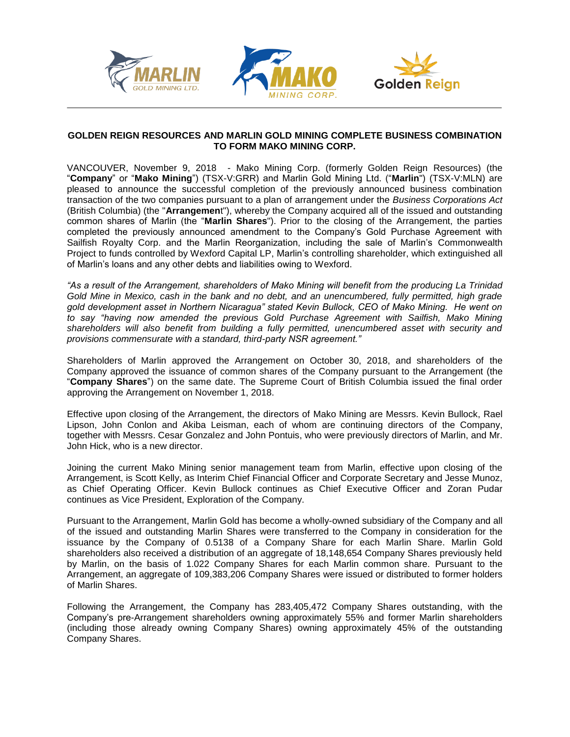# GOLDEN REIGN RESOURCES AND MARLIN GOLD MINING COMPLETE BUSINESS COMBINATION TO FORM MAKO MINING CORP.

VANCOUVER, November 9, 2018 - Mako Mining Corp. (formerly Golden Reign Resources) (the "**Company**" or "**Mako Mining**") (TSX-V:GRR) and Marlin Gold Mining Ltd. ("**Marlin**") (TSX-V:MLN) are pleased to announce the successful completion of the previously announced business combination transaction of the two companies pursuant to a plan of arrangement under the *Business Corporations Act* (British Columbia) (the "**Arrangement**"), whereby the Company acquired all of the issued and outstanding common shares of Marlin (the "**Marlin Shares**"). Prior to the closing of the Arrangement, the parties completed the previously announced amendment to the Company's Gold Purchase Agreement with Sailfish Royalty Corp. and the Marlin Reorganization, including the sale of Marlin's Commonwealth Project to funds controlled by Wexford Capital LP, Marlin's controlling shareholder, which extinguished all of Marlin's loans and any other debts and liabilities owing to Wexford.

*"As a result of the Arrangement, shareholders of Mako Mining will benefit from the producing La Trinidad Gold Mine in Mexico, cash in the bank and no debt, and an unencumbered, fully permitted, high grade gold development asset in Northern Nicaragua" stated Kevin Bullock, CEO of Mako Mining. He went on to say "having now amended the previous Gold Purchase Agreement with Sailfish, Mako Mining shareholders will also benefit from building a fully permitted, unencumbered asset with security and provisions commensurate with a standard, third-party NSR agreement."*

Shareholders of Marlin approved the Arrangement on October 30, 2018, and shareholders of the Company approved the issuance of common shares of the Company pursuant to the Arrangement (the "**Company Shares**") on the same date. The Supreme Court of British Columbia issued the final order approving the Arrangement on November 1, 2018.

Effective upon closing of the Arrangement, the directors of Mako Mining are Messrs. Kevin Bullock, Rael Lipson, John Conlon and Akiba Leisman, each of whom are continuing directors of the Company, together with Messrs. Cesar Gonzalez and John Pontuis, who were previously directors of Marlin, and Mr. John Hick, who is a new director.

Joining the current Mako Mining senior management team from Marlin, effective upon closing of the Arrangement, is Scott Kelly, as Interim Chief Financial Officer and Corporate Secretary and Jesse Munoz, as Chief Operating Officer. Kevin Bullock continues as Chief Executive Officer and Zoran Pudar continues as Vice President, Exploration of the Company.

Pursuant to the Arrangement, Marlin Gold has become a wholly-owned subsidiary of the Company and all of the issued and outstanding Marlin Shares were transferred to the Company in consideration for the issuance by the Company of 0.5138 of a Company Share for each Marlin Share. Marlin Gold shareholders also received a distribution of an aggregate of 18,148,654 Company Shares previously held by Marlin, on the basis of 1.022 Company Shares for each Marlin common share. Pursuant to the Arrangement, an aggregate of 109,383,206 Company Shares were issued or distributed to former holders of Marlin Shares.

Following the Arrangement, the Company has 283,405,472 Company Shares outstanding, with the Company's pre-Arrangement shareholders owning approximately 55% and former Marlin shareholders (including those already owning Company Shares) owning approximately 45% of the outstanding Company Shares.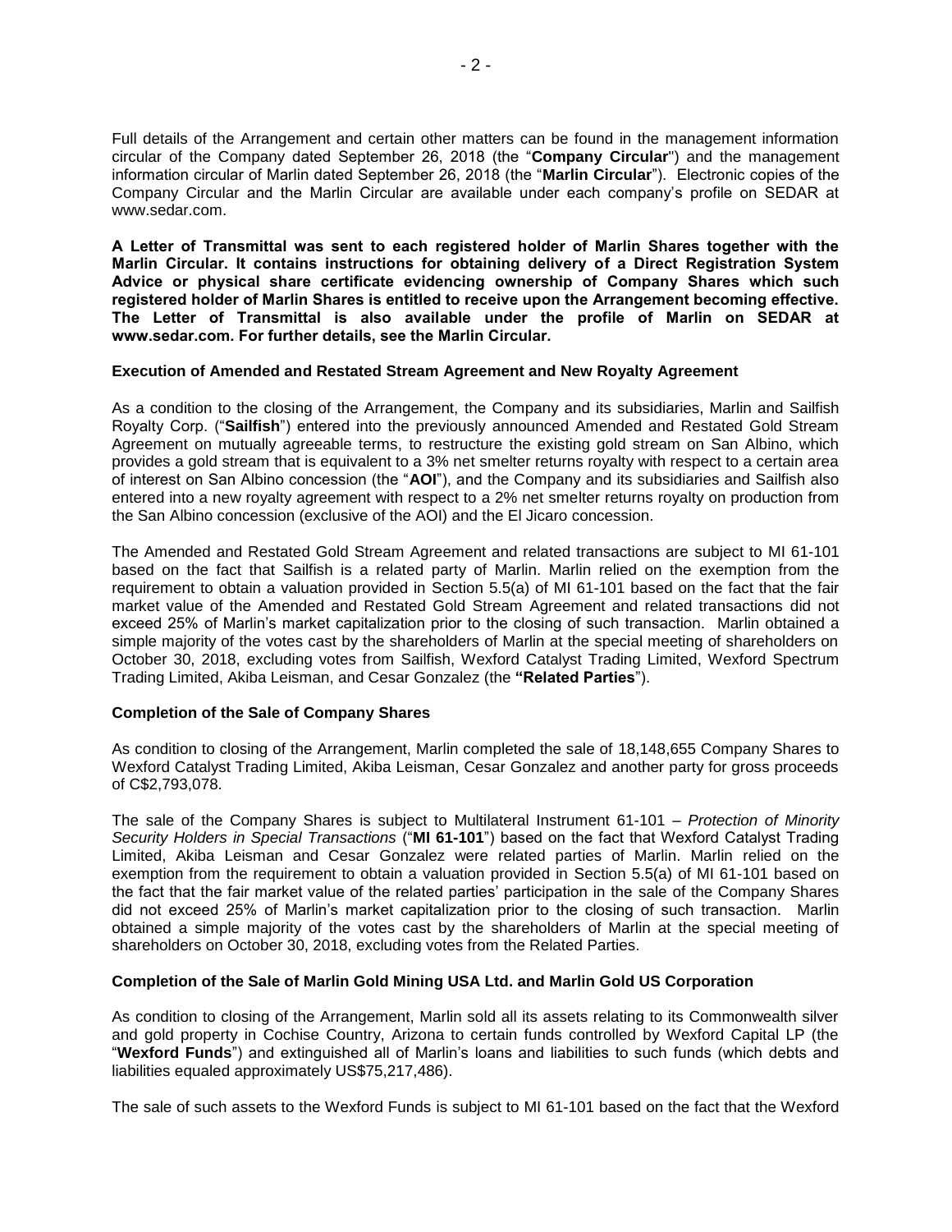Full details of the Arrangement and certain other matters can be found in the management information circular of the Company dated September 26, 2018 (the "**Company Circular**") and the management information circular of Marlin dated September 26, 2018 (the "**Marlin Circular**"). Electronic copies of the Company Circular and the Marlin Circular are available under each company's profile on SEDAR at www.sedar.com.

**A Letter of Transmittal was sent to each registered holder of Marlin Shares together with the Marlin Circular. It contains instructions for obtaining delivery of a Direct Registration System Advice or physical share certificate evidencing ownership of Company Shares which such registered holder of Marlin Shares is entitled to receive upon the Arrangement becoming effective. The Letter of Transmittal is also available under the profile of Marlin on SEDAR at www.sedar.com. For further details, see the Marlin Circular.**

**Execution of Amended and Restated Stream Agreement and New Royalty Agreement**

As a condition to the closing of the Arrangement, the Company and its subsidiaries, Marlin and Sailfish Royalty Corp. ("**Sailfish**") entered into the previously announced Amended and Restated Gold Stream Agreement on mutually agreeable terms, to restructure the existing gold stream on San Albino, which provides a gold stream that is equivalent to a 3% net smelter returns royalty with respect to a certain area of interest on San Albino concession (the "**AOI**"), and the Company and its subsidiaries and Sailfish also entered into a new royalty agreement with respect to a 2% net smelter returns royalty on production from the San Albino concession (exclusive of the AOI) and the El Jicaro concession.

The Amended and Restated Gold Stream Agreement and related transactions are subject to MI 61-101 based on the fact that Sailfish is a related party of Marlin. Marlin relied on the exemption from the requirement to obtain a valuation provided in Section 5.5(a) of MI 61-101 based on the fact that the fair market value of the Amended and Restated Gold Stream Agreement and related transactions did not exceed 25% of Marlin's market capitalization prior to the closing of such transaction. Marlin obtained a simple majority of the votes cast by the shareholders of Marlin at the special meeting of shareholders on October 30, 2018, excluding votes from Sailfish, Wexford Catalyst Trading Limited, Wexford Spectrum Trading Limited, Akiba Leisman, and Cesar Gonzalez (the **"Related Parties**").

**Completion of the Sale of Company Shares**

As condition to closing of the Arrangement, Marlin completed the sale of 18,148,655 Company Shares to Wexford Catalyst Trading Limited, Akiba Leisman, Cesar Gonzalez and another party for gross proceeds of C$2,793,078.

The sale of the Company Shares is subject to Multilateral Instrument 61-101 – *Protection of Minority Security Holders in Special Transactions* ("**MI 61-101**") based on the fact that Wexford Catalyst Trading Limited, Akiba Leisman and Cesar Gonzalez were related parties of Marlin. Marlin relied on the exemption from the requirement to obtain a valuation provided in Section 5.5(a) of MI 61-101 based on the fact that the fair market value of the related parties' participation in the sale of the Company Shares did not exceed 25% of Marlin's market capitalization prior to the closing of such transaction. Marlin obtained a simple majority of the votes cast by the shareholders of Marlin at the special meeting of shareholders on October 30, 2018, excluding votes from the Related Parties.

**Completion of the Sale of Marlin Gold Mining USA Ltd. and Marlin Gold US Corporation**

As condition to closing of the Arrangement, Marlin sold all its assets relating to its Commonwealth silver and gold property in Cochise Country, Arizona to certain funds controlled by Wexford Capital LP (the "**Wexford Funds**") and extinguished all of Marlin's loans and liabilities to such funds (which debts and liabilities equaled approximately US$75,217,486).

The sale of such assets to the Wexford Funds is subject to MI 61-101 based on the fact that the Wexford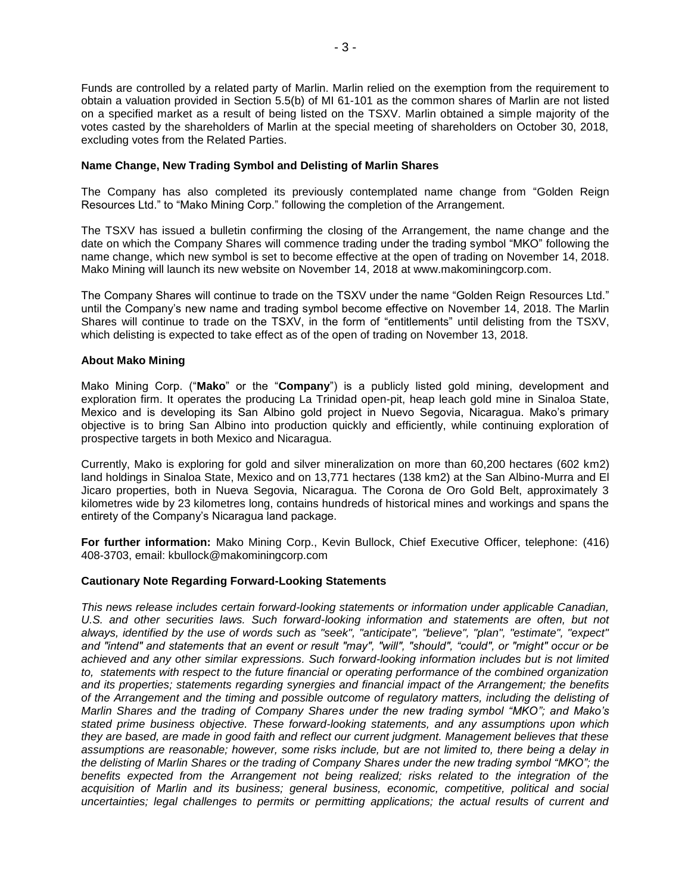Funds are controlled by a related party of Marlin. Marlin relied on the exemption from the requirement to obtain a valuation provided in Section 5.5(b) of MI 61-101 as the common shares of Marlin are not listed on a specified market as a result of being listed on the TSXV. Marlin obtained a simple majority of the votes casted by the shareholders of Marlin at the special meeting of shareholders on October 30, 2018, excluding votes from the Related Parties.

**Name Change, New Trading Symbol and Delisting of Marlin Shares**

The Company has also completed its previously contemplated name change from "Golden Reign Resources Ltd." to "Mako Mining Corp." following the completion of the Arrangement.

The TSXV has issued a bulletin confirming the closing of the Arrangement, the name change and the date on which the Company Shares will commence trading under the trading symbol "MKO" following the name change, which new symbol is set to become effective at the open of trading on November 14, 2018. Mako Mining will launch its new website on November 14, 2018 at www.makominingcorp.com.

The Company Shares will continue to trade on the TSXV under the name "Golden Reign Resources Ltd." until the Company's new name and trading symbol become effective on November 14, 2018. The Marlin Shares will continue to trade on the TSXV, in the form of "entitlements" until delisting from the TSXV, which delisting is expected to take effect as of the open of trading on November 13, 2018.

**About Mako Mining**

Mako Mining Corp. ("**Mako**" or the "**Company**") is a publicly listed gold mining, development and exploration firm. It operates the producing La Trinidad open-pit, heap leach gold mine in Sinaloa State, Mexico and is developing its San Albino gold project in Nuevo Segovia, Nicaragua. Mako's primary objective is to bring San Albino into production quickly and efficiently, while continuing exploration of prospective targets in both Mexico and Nicaragua.

Currently, Mako is exploring for gold and silver mineralization on more than 60,200 hectares (602 km2) land holdings in Sinaloa State, Mexico and on 13,771 hectares (138 km2) at the San Albino-Murra and El Jicaro properties, both in Nueva Segovia, Nicaragua. The Corona de Oro Gold Belt, approximately 3 kilometres wide by 23 kilometres long, contains hundreds of historical mines and workings and spans the entirety of the Company's Nicaragua land package.

**For further information:** Mako Mining Corp., Kevin Bullock, Chief Executive Officer, telephone: (416) 408-3703, email: kbullock@makominingcorp.com

**Cautionary Note Regarding Forward-Looking Statements**

*This news release includes certain forward-looking statements or information under applicable Canadian, U.S. and other securities laws. Such forward-looking information and statements are often, but not always, identified by the use of words such as "seek", "anticipate", "believe", "plan", "estimate", "expect" and "intend" and statements that an event or result "may", "will", "should", "could", or "might" occur or be achieved and any other similar expressions. Such forward-looking information includes but is not limited to, statements with respect to the future financial or operating performance of the combined organization and its properties; statements regarding synergies and financial impact of the Arrangement; the benefits of the Arrangement and the timing and possible outcome of regulatory matters, including the delisting of Marlin Shares and the trading of Company Shares under the new trading symbol "MKO"; and Mako's stated prime business objective. These forward-looking statements, and any assumptions upon which they are based, are made in good faith and reflect our current judgment. Management believes that these assumptions are reasonable; however, some risks include, but are not limited to, there being a delay in the delisting of Marlin Shares or the trading of Company Shares under the new trading symbol "MKO"; the benefits expected from the Arrangement not being realized; risks related to the integration of the acquisition of Marlin and its business; general business, economic, competitive, political and social uncertainties; legal challenges to permits or permitting applications; the actual results of current and*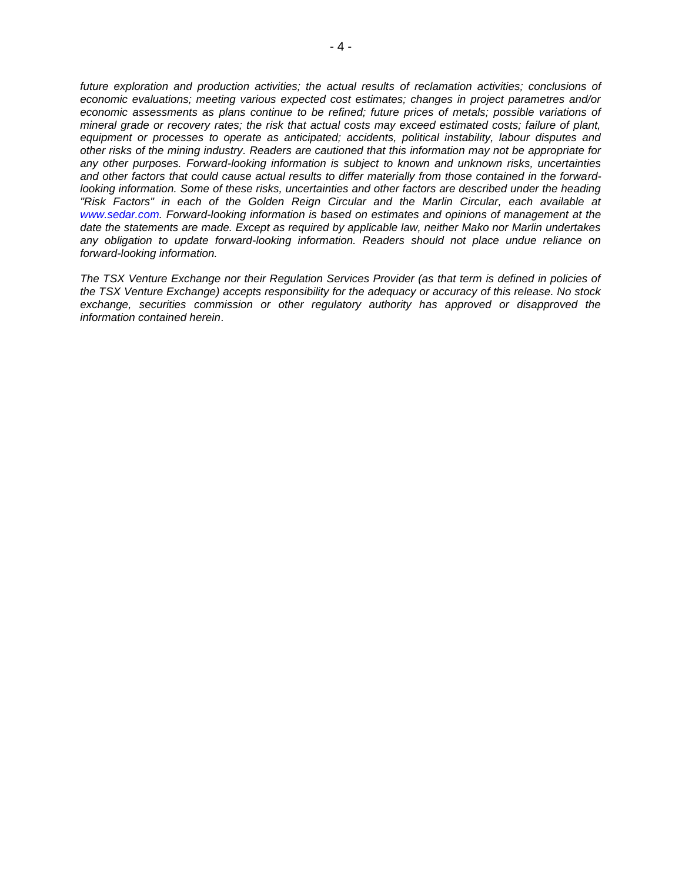*future exploration and production activities; the actual results of reclamation activities; conclusions of economic evaluations; meeting various expected cost estimates; changes in project parametres and/or economic assessments as plans continue to be refined; future prices of metals; possible variations of mineral grade or recovery rates; the risk that actual costs may exceed estimated costs; failure of plant, equipment or processes to operate as anticipated; accidents, political instability, labour disputes and other risks of the mining industry. Readers are cautioned that this information may not be appropriate for any other purposes. Forward-looking information is subject to known and unknown risks, uncertainties and other factors that could cause actual results to differ materially from those contained in the forward-looking information. Some of these risks, uncertainties and other factors are described under the heading "Risk Factors" in each of the Golden Reign Circular and the Marlin Circular, each available at www.sedar.com. Forward-looking information is based on estimates and opinions of management at the date the statements are made. Except as required by applicable law, neither Mako nor Marlin undertakes any obligation to update forward-looking information. Readers should not place undue reliance on forward-looking information.*

*The TSX Venture Exchange nor their Regulation Services Provider (as that term is defined in policies of the TSX Venture Exchange) accepts responsibility for the adequacy or accuracy of this release. No stock exchange, securities commission or other regulatory authority has approved or disapproved the information contained herein*.